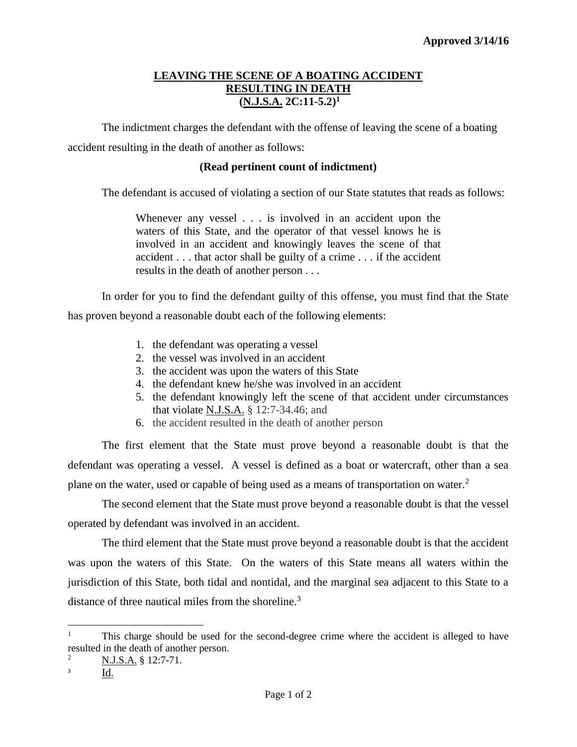**Approved 3/14/16**

# LEAVING THE SCENE OF A BOATING ACCIDENT RESULTING IN DEATH (N.J.S.A. 2C:11-5.2)[1]

The indictment charges the defendant with the offense of leaving the scene of a boating accident resulting in the death of another as follows:

**(Read pertinent count of indictment)**

The defendant is accused of violating a section of our State statutes that reads as follows:

> Whenever any vessel . . . is involved in an accident upon the waters of this State, and the operator of that vessel knows he is involved in an accident and knowingly leaves the scene of that accident . . . that actor shall be guilty of a crime . . . if the accident results in the death of another person . . .

In order for you to find the defendant guilty of this offense, you must find that the State has proven beyond a reasonable doubt each of the following elements:

1. the defendant was operating a vessel
2. the vessel was involved in an accident
3. the accident was upon the waters of this State
4. the defendant knew he/she was involved in an accident
5. the defendant knowingly left the scene of that accident under circumstances that violate N.J.S.A. § 12:7-34.46; and
6. the accident resulted in the death of another person

The first element that the State must prove beyond a reasonable doubt is that the defendant was operating a vessel. A vessel is defined as a boat or watercraft, other than a sea plane on the water, used or capable of being used as a means of transportation on water.[2]

The second element that the State must prove beyond a reasonable doubt is that the vessel operated by defendant was involved in an accident.

The third element that the State must prove beyond a reasonable doubt is that the accident was upon the waters of this State. On the waters of this State means all waters within the jurisdiction of this State, both tidal and nontidal, and the marginal sea adjacent to this State to a distance of three nautical miles from the shoreline.[3]

---

[1] This charge should be used for the second-degree crime where the accident is alleged to have resulted in the death of another person.

[2] N.J.S.A. § 12:7-71.

[3] Id.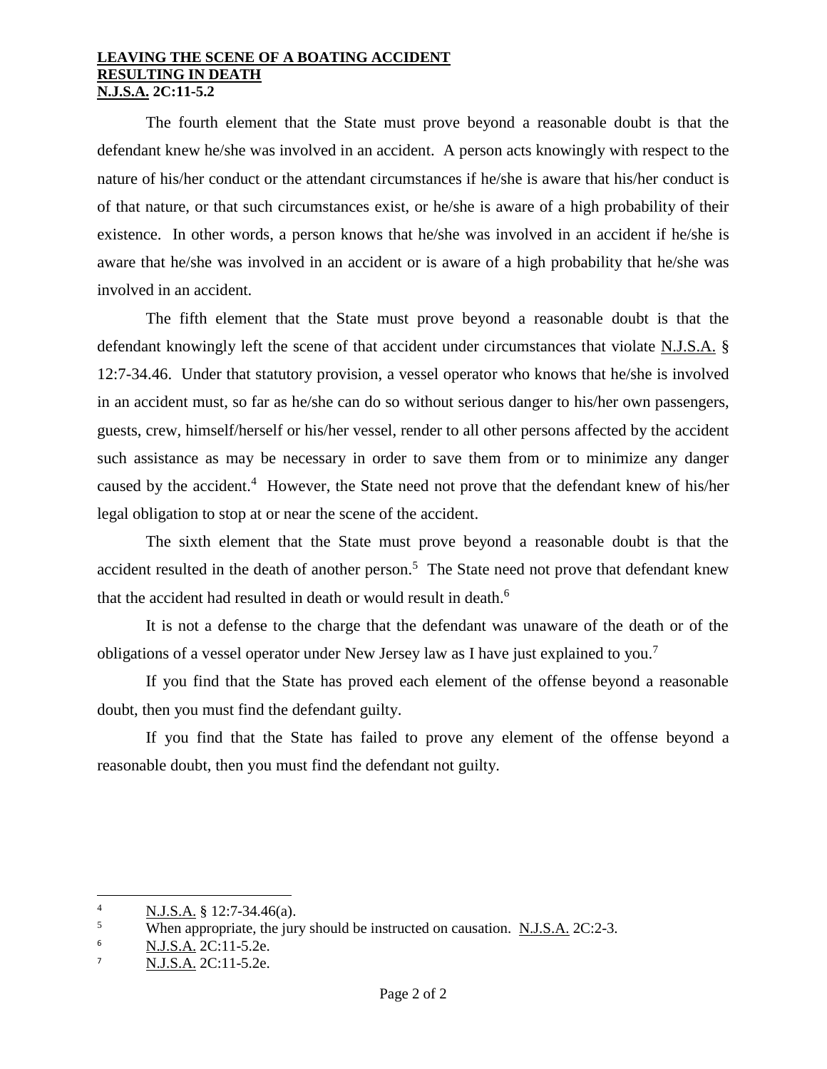**LEAVING THE SCENE OF A BOATING ACCIDENT RESULTING IN DEATH**
**N.J.S.A. 2C:11-5.2**

The fourth element that the State must prove beyond a reasonable doubt is that the defendant knew he/she was involved in an accident. A person acts knowingly with respect to the nature of his/her conduct or the attendant circumstances if he/she is aware that his/her conduct is of that nature, or that such circumstances exist, or he/she is aware of a high probability of their existence. In other words, a person knows that he/she was involved in an accident if he/she is aware that he/she was involved in an accident or is aware of a high probability that he/she was involved in an accident.

The fifth element that the State must prove beyond a reasonable doubt is that the defendant knowingly left the scene of that accident under circumstances that violate N.J.S.A. § 12:7-34.46. Under that statutory provision, a vessel operator who knows that he/she is involved in an accident must, so far as he/she can do so without serious danger to his/her own passengers, guests, crew, himself/herself or his/her vessel, render to all other persons affected by the accident such assistance as may be necessary in order to save them from or to minimize any danger caused by the accident.[4] However, the State need not prove that the defendant knew of his/her legal obligation to stop at or near the scene of the accident.

The sixth element that the State must prove beyond a reasonable doubt is that the accident resulted in the death of another person.[5] The State need not prove that defendant knew that the accident had resulted in death or would result in death.[6]

It is not a defense to the charge that the defendant was unaware of the death or of the obligations of a vessel operator under New Jersey law as I have just explained to you.[7]

If you find that the State has proved each element of the offense beyond a reasonable doubt, then you must find the defendant guilty.

If you find that the State has failed to prove any element of the offense beyond a reasonable doubt, then you must find the defendant not guilty.

---

[4] N.J.S.A. § 12:7-34.46(a).

[5] When appropriate, the jury should be instructed on causation. N.J.S.A. 2C:2-3.

[6] N.J.S.A. 2C:11-5.2e.

[7] N.J.S.A. 2C:11-5.2e.